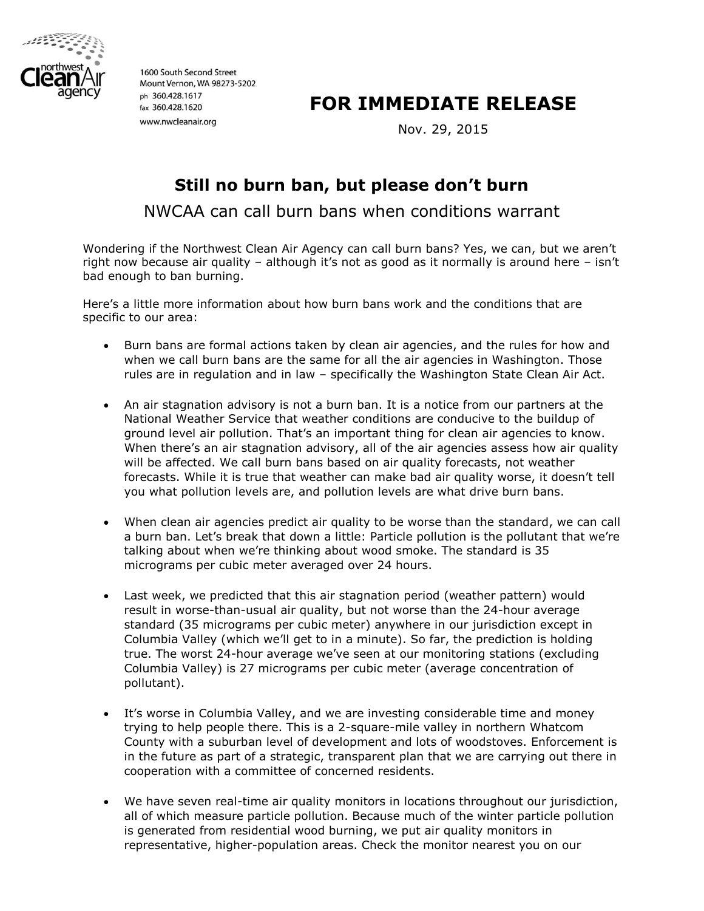northwest Clean Air agency

1600 South Second Street
Mount Vernon, WA 98273-5202
ph 360.428.1617
fax 360.428.1620
www.nwcleanair.org

**FOR IMMEDIATE RELEASE**

Nov. 29, 2015

## Still no burn ban, but please don't burn

NWCAA can call burn bans when conditions warrant

Wondering if the Northwest Clean Air Agency can call burn bans? Yes, we can, but we aren't right now because air quality – although it's not as good as it normally is around here – isn't bad enough to ban burning.

Here's a little more information about how burn bans work and the conditions that are specific to our area:

- Burn bans are formal actions taken by clean air agencies, and the rules for how and when we call burn bans are the same for all the air agencies in Washington. Those rules are in regulation and in law – specifically the Washington State Clean Air Act.

- An air stagnation advisory is not a burn ban. It is a notice from our partners at the National Weather Service that weather conditions are conducive to the buildup of ground level air pollution. That's an important thing for clean air agencies to know. When there's an air stagnation advisory, all of the air agencies assess how air quality will be affected. We call burn bans based on air quality forecasts, not weather forecasts. While it is true that weather can make bad air quality worse, it doesn't tell you what pollution levels are, and pollution levels are what drive burn bans.

- When clean air agencies predict air quality to be worse than the standard, we can call a burn ban. Let's break that down a little: Particle pollution is the pollutant that we're talking about when we're thinking about wood smoke. The standard is 35 micrograms per cubic meter averaged over 24 hours.

- Last week, we predicted that this air stagnation period (weather pattern) would result in worse-than-usual air quality, but not worse than the 24-hour average standard (35 micrograms per cubic meter) anywhere in our jurisdiction except in Columbia Valley (which we'll get to in a minute). So far, the prediction is holding true. The worst 24-hour average we've seen at our monitoring stations (excluding Columbia Valley) is 27 micrograms per cubic meter (average concentration of pollutant).

- It's worse in Columbia Valley, and we are investing considerable time and money trying to help people there. This is a 2-square-mile valley in northern Whatcom County with a suburban level of development and lots of woodstoves. Enforcement is in the future as part of a strategic, transparent plan that we are carrying out there in cooperation with a committee of concerned residents.

- We have seven real-time air quality monitors in locations throughout our jurisdiction, all of which measure particle pollution. Because much of the winter particle pollution is generated from residential wood burning, we put air quality monitors in representative, higher-population areas. Check the monitor nearest you on our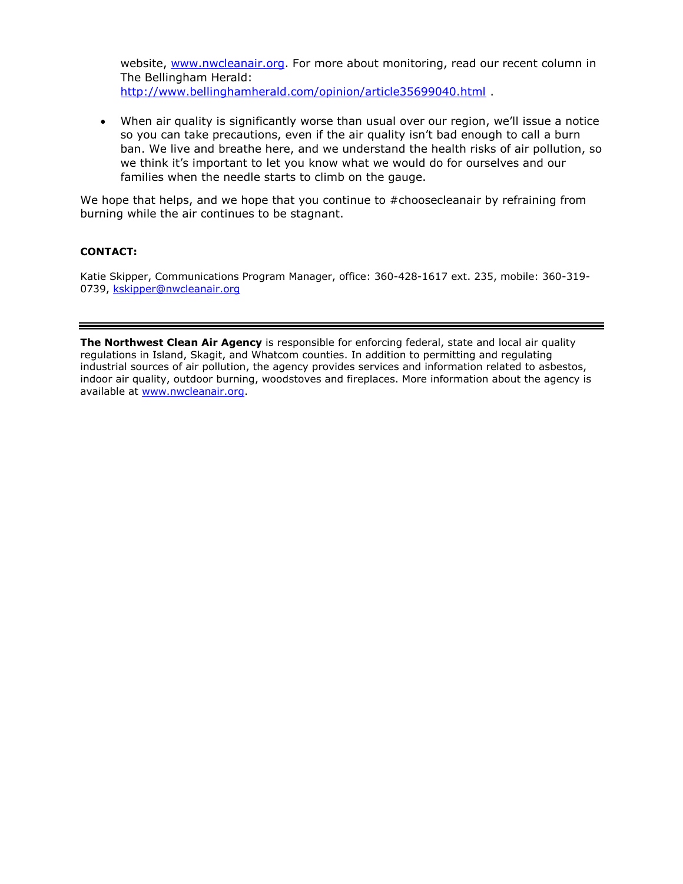website, www.nwcleanair.org. For more about monitoring, read our recent column in The Bellingham Herald: http://www.bellinghamherald.com/opinion/article35699040.html .

- When air quality is significantly worse than usual over our region, we'll issue a notice so you can take precautions, even if the air quality isn't bad enough to call a burn ban. We live and breathe here, and we understand the health risks of air pollution, so we think it's important to let you know what we would do for ourselves and our families when the needle starts to climb on the gauge.

We hope that helps, and we hope that you continue to #choosecleanair by refraining from burning while the air continues to be stagnant.

**CONTACT:**

Katie Skipper, Communications Program Manager, office: 360-428-1617 ext. 235, mobile: 360-319-0739, kskipper@nwcleanair.org

---

**The Northwest Clean Air Agency** is responsible for enforcing federal, state and local air quality regulations in Island, Skagit, and Whatcom counties. In addition to permitting and regulating industrial sources of air pollution, the agency provides services and information related to asbestos, indoor air quality, outdoor burning, woodstoves and fireplaces. More information about the agency is available at www.nwcleanair.org.